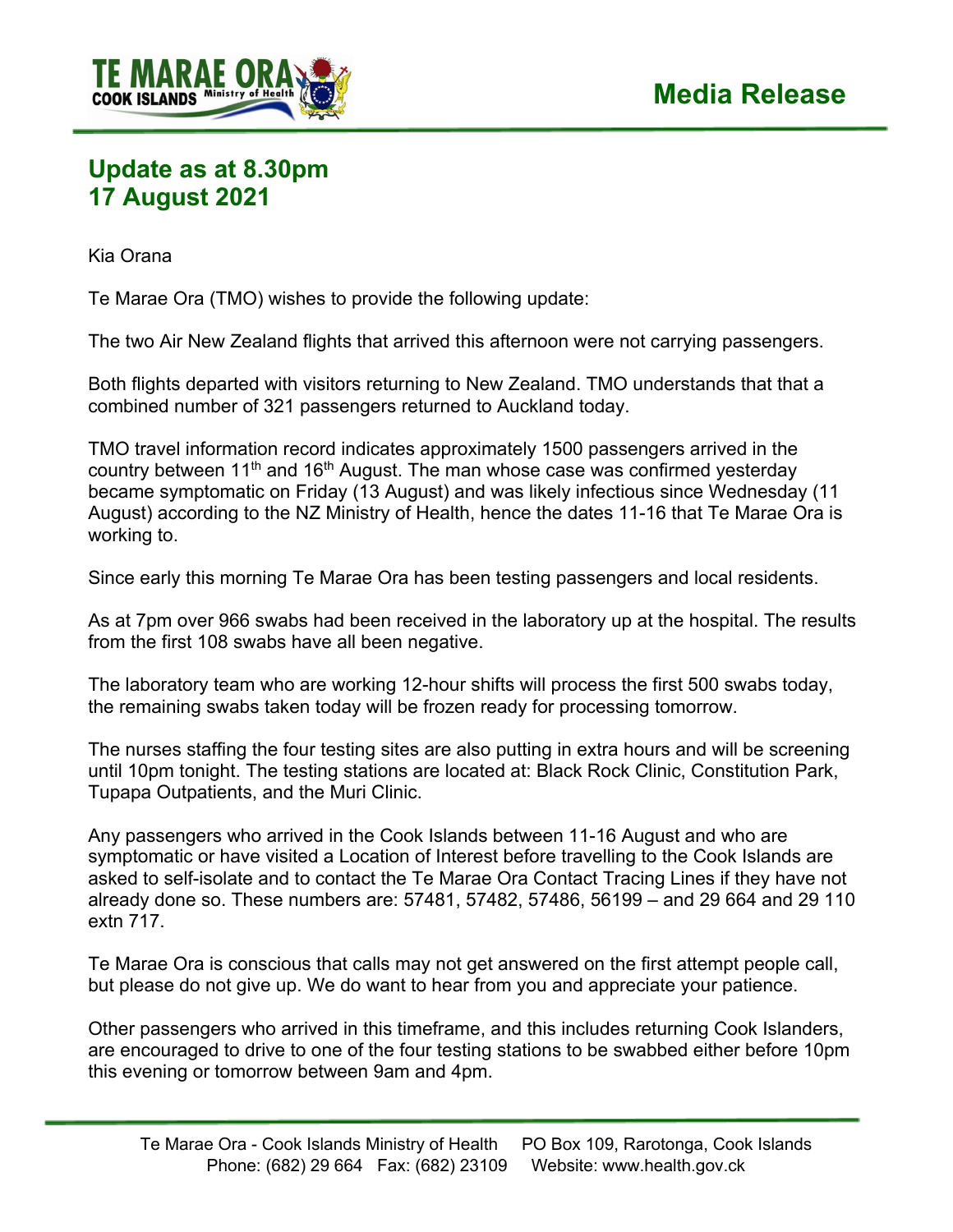**Media Release**

## Update as at 8.30pm
## 17 August 2021

Kia Orana

Te Marae Ora (TMO) wishes to provide the following update:

The two Air New Zealand flights that arrived this afternoon were not carrying passengers.

Both flights departed with visitors returning to New Zealand. TMO understands that that a combined number of 321 passengers returned to Auckland today.

TMO travel information record indicates approximately 1500 passengers arrived in the country between 11th and 16th August. The man whose case was confirmed yesterday became symptomatic on Friday (13 August) and was likely infectious since Wednesday (11 August) according to the NZ Ministry of Health, hence the dates 11-16 that Te Marae Ora is working to.

Since early this morning Te Marae Ora has been testing passengers and local residents.

As at 7pm over 966 swabs had been received in the laboratory up at the hospital. The results from the first 108 swabs have all been negative.

The laboratory team who are working 12-hour shifts will process the first 500 swabs today, the remaining swabs taken today will be frozen ready for processing tomorrow.

The nurses staffing the four testing sites are also putting in extra hours and will be screening until 10pm tonight. The testing stations are located at: Black Rock Clinic, Constitution Park, Tupapa Outpatients, and the Muri Clinic.

Any passengers who arrived in the Cook Islands between 11-16 August and who are symptomatic or have visited a Location of Interest before travelling to the Cook Islands are asked to self-isolate and to contact the Te Marae Ora Contact Tracing Lines if they have not already done so. These numbers are: 57481, 57482, 57486, 56199 – and 29 664 and 29 110 extn 717.

Te Marae Ora is conscious that calls may not get answered on the first attempt people call, but please do not give up. We do want to hear from you and appreciate your patience.

Other passengers who arrived in this timeframe, and this includes returning Cook Islanders, are encouraged to drive to one of the four testing stations to be swabbed either before 10pm this evening or tomorrow between 9am and 4pm.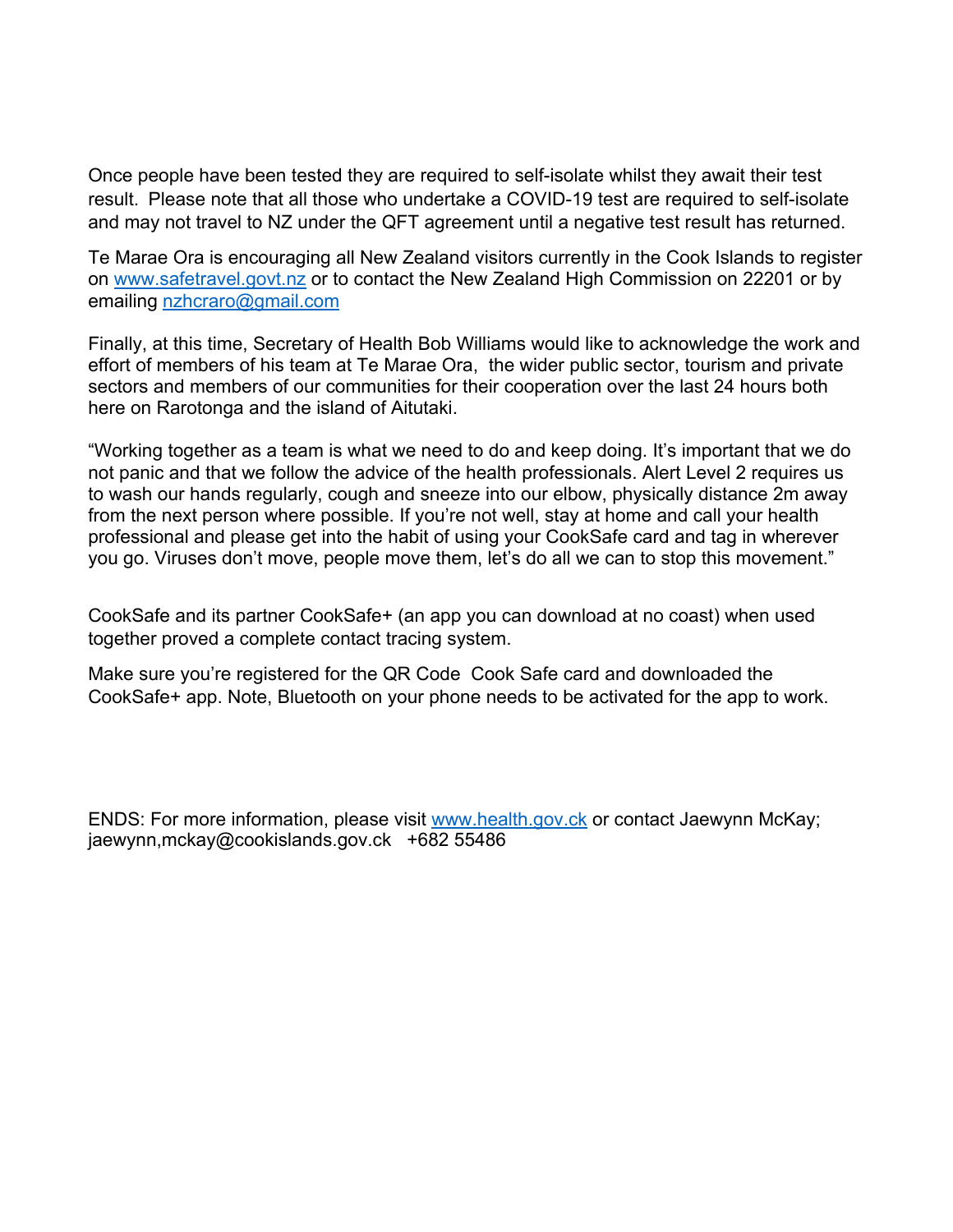Once people have been tested they are required to self-isolate whilst they await their test result. Please note that all those who undertake a COVID-19 test are required to self-isolate and may not travel to NZ under the QFT agreement until a negative test result has returned.

Te Marae Ora is encouraging all New Zealand visitors currently in the Cook Islands to register on www.safetravel.govt.nz or to contact the New Zealand High Commission on 22201 or by emailing nzhcraro@gmail.com

Finally, at this time, Secretary of Health Bob Williams would like to acknowledge the work and effort of members of his team at Te Marae Ora, the wider public sector, tourism and private sectors and members of our communities for their cooperation over the last 24 hours both here on Rarotonga and the island of Aitutaki.

"Working together as a team is what we need to do and keep doing. It's important that we do not panic and that we follow the advice of the health professionals. Alert Level 2 requires us to wash our hands regularly, cough and sneeze into our elbow, physically distance 2m away from the next person where possible. If you're not well, stay at home and call your health professional and please get into the habit of using your CookSafe card and tag in wherever you go. Viruses don't move, people move them, let's do all we can to stop this movement."

CookSafe and its partner CookSafe+ (an app you can download at no coast) when used together proved a complete contact tracing system.

Make sure you're registered for the QR Code Cook Safe card and downloaded the CookSafe+ app. Note, Bluetooth on your phone needs to be activated for the app to work.

ENDS: For more information, please visit www.health.gov.ck or contact Jaewynn McKay; jaewynn,mckay@cookislands.gov.ck +682 55486